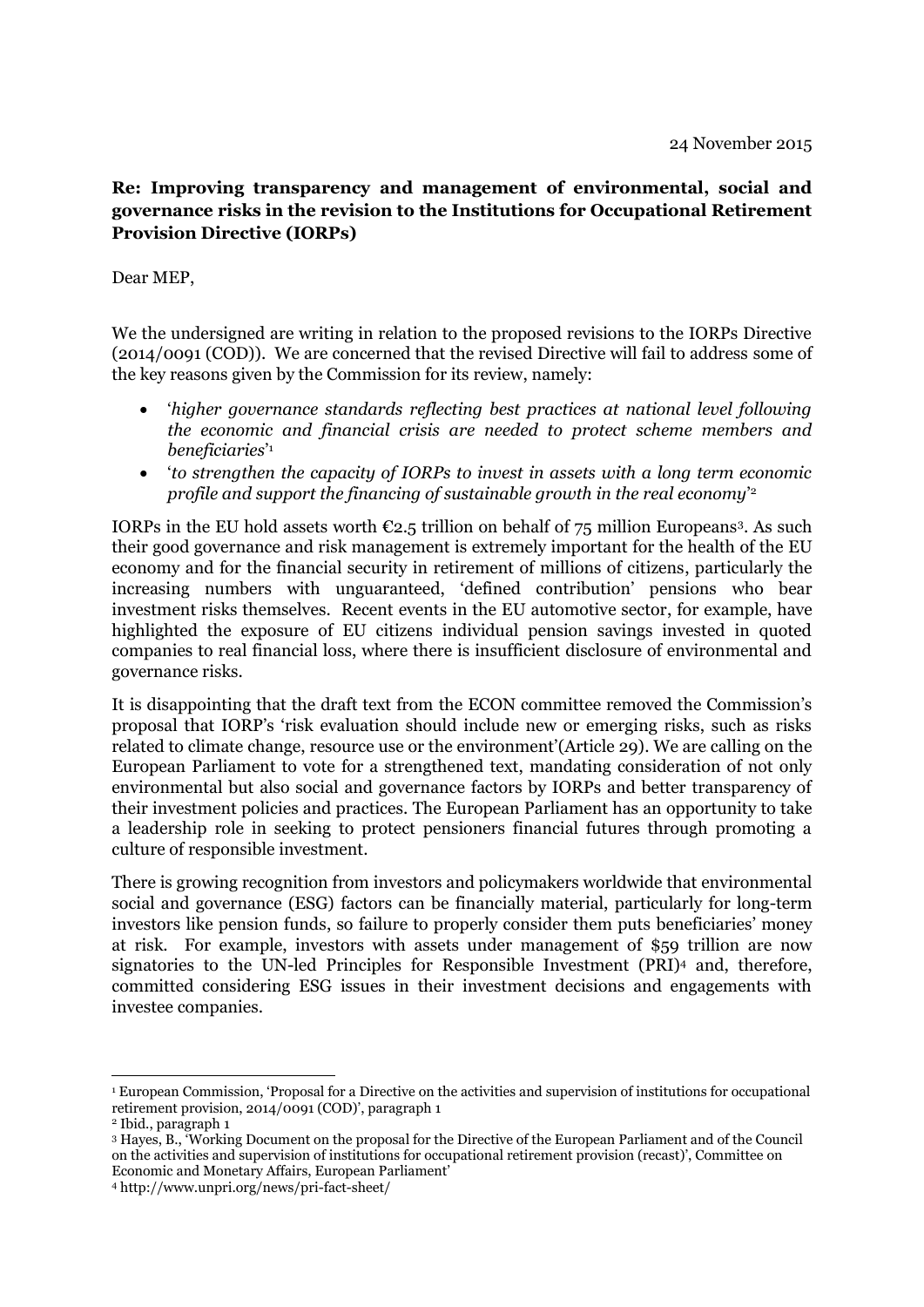24 November 2015

**Re: Improving transparency and management of environmental, social and governance risks in the revision to the Institutions for Occupational Retirement Provision Directive (IORPs)**

Dear MEP,

We the undersigned are writing in relation to the proposed revisions to the IORPs Directive (2014/0091 (COD)). We are concerned that the revised Directive will fail to address some of the key reasons given by the Commission for its review, namely:

- '*higher governance standards reflecting best practices at national level following the economic and financial crisis are needed to protect scheme members and beneficiaries*'[1]
- '*to strengthen the capacity of IORPs to invest in assets with a long term economic profile and support the financing of sustainable growth in the real economy*'[2]

IORPs in the EU hold assets worth €2.5 trillion on behalf of 75 million Europeans[3]. As such their good governance and risk management is extremely important for the health of the EU economy and for the financial security in retirement of millions of citizens, particularly the increasing numbers with unguaranteed, 'defined contribution' pensions who bear investment risks themselves. Recent events in the EU automotive sector, for example, have highlighted the exposure of EU citizens individual pension savings invested in quoted companies to real financial loss, where there is insufficient disclosure of environmental and governance risks.

It is disappointing that the draft text from the ECON committee removed the Commission's proposal that IORP's 'risk evaluation should include new or emerging risks, such as risks related to climate change, resource use or the environment'(Article 29). We are calling on the European Parliament to vote for a strengthened text, mandating consideration of not only environmental but also social and governance factors by IORPs and better transparency of their investment policies and practices. The European Parliament has an opportunity to take a leadership role in seeking to protect pensioners financial futures through promoting a culture of responsible investment.

There is growing recognition from investors and policymakers worldwide that environmental social and governance (ESG) factors can be financially material, particularly for long-term investors like pension funds, so failure to properly consider them puts beneficiaries' money at risk. For example, investors with assets under management of $59 trillion are now signatories to the UN-led Principles for Responsible Investment (PRI)[4] and, therefore, committed considering ESG issues in their investment decisions and engagements with investee companies.

---

[1] European Commission, 'Proposal for a Directive on the activities and supervision of institutions for occupational retirement provision, 2014/0091 (COD)', paragraph 1

[2] Ibid., paragraph 1

[3] Hayes, B., 'Working Document on the proposal for the Directive of the European Parliament and of the Council on the activities and supervision of institutions for occupational retirement provision (recast)', Committee on Economic and Monetary Affairs, European Parliament'

[4] http://www.unpri.org/news/pri-fact-sheet/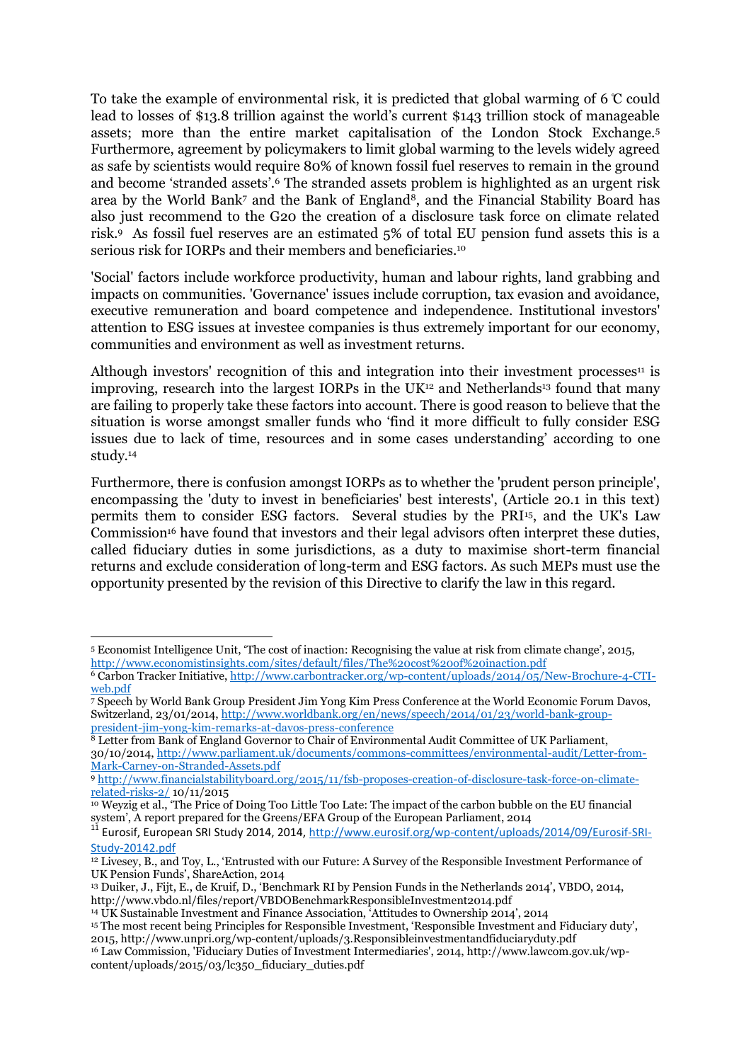To take the example of environmental risk, it is predicted that global warming of 6 ℃ could lead to losses of $13.8 trillion against the world's current $143 trillion stock of manageable assets; more than the entire market capitalisation of the London Stock Exchange.[5] Furthermore, agreement by policymakers to limit global warming to the levels widely agreed as safe by scientists would require 80% of known fossil fuel reserves to remain in the ground and become 'stranded assets'.[6] The stranded assets problem is highlighted as an urgent risk area by the World Bank[7] and the Bank of England[8], and the Financial Stability Board has also just recommend to the G20 the creation of a disclosure task force on climate related risk.[9] As fossil fuel reserves are an estimated 5% of total EU pension fund assets this is a serious risk for IORPs and their members and beneficiaries.[10]

'Social' factors include workforce productivity, human and labour rights, land grabbing and impacts on communities. 'Governance' issues include corruption, tax evasion and avoidance, executive remuneration and board competence and independence. Institutional investors' attention to ESG issues at investee companies is thus extremely important for our economy, communities and environment as well as investment returns.

Although investors' recognition of this and integration into their investment processes[11] is improving, research into the largest IORPs in the UK[12] and Netherlands[13] found that many are failing to properly take these factors into account. There is good reason to believe that the situation is worse amongst smaller funds who 'find it more difficult to fully consider ESG issues due to lack of time, resources and in some cases understanding' according to one study.[14]

Furthermore, there is confusion amongst IORPs as to whether the 'prudent person principle', encompassing the 'duty to invest in beneficiaries' best interests', (Article 20.1 in this text) permits them to consider ESG factors. Several studies by the PRI[15], and the UK's Law Commission[16] have found that investors and their legal advisors often interpret these duties, called fiduciary duties in some jurisdictions, as a duty to maximise short-term financial returns and exclude consideration of long-term and ESG factors. As such MEPs must use the opportunity presented by the revision of this Directive to clarify the law in this regard.

---

[5] Economist Intelligence Unit, 'The cost of inaction: Recognising the value at risk from climate change', 2015, http://www.economistinsights.com/sites/default/files/The%20cost%20of%20inaction.pdf

[6] Carbon Tracker Initiative, http://www.carbontracker.org/wp-content/uploads/2014/05/New-Brochure-4-CTI-web.pdf

[7] Speech by World Bank Group President Jim Yong Kim Press Conference at the World Economic Forum Davos, Switzerland, 23/01/2014, http://www.worldbank.org/en/news/speech/2014/01/23/world-bank-group-president-jim-yong-kim-remarks-at-davos-press-conference

[8] Letter from Bank of England Governor to Chair of Environmental Audit Committee of UK Parliament, 30/10/2014, http://www.parliament.uk/documents/commons-committees/environmental-audit/Letter-from-Mark-Carney-on-Stranded-Assets.pdf

[9] http://www.financialstabilityboard.org/2015/11/fsb-proposes-creation-of-disclosure-task-force-on-climate-related-risks-2/ 10/11/2015

[10] Weyzig et al., 'The Price of Doing Too Little Too Late: The impact of the carbon bubble on the EU financial system', A report prepared for the Greens/EFA Group of the European Parliament, 2014

[11] Eurosif, European SRI Study 2014, 2014, http://www.eurosif.org/wp-content/uploads/2014/09/Eurosif-SRI-Study-20142.pdf

[12] Livesey, B., and Toy, L., 'Entrusted with our Future: A Survey of the Responsible Investment Performance of UK Pension Funds', ShareAction, 2014

[13] Duiker, J., Fijt, E., de Kruif, D., 'Benchmark RI by Pension Funds in the Netherlands 2014', VBDO, 2014, http://www.vbdo.nl/files/report/VBDOBenchmarkResponsibleInvestment2014.pdf

[14] UK Sustainable Investment and Finance Association, 'Attitudes to Ownership 2014', 2014

[15] The most recent being Principles for Responsible Investment, 'Responsible Investment and Fiduciary duty', 2015, http://www.unpri.org/wp-content/uploads/3.Responsibleinvestmentandfiduciaryduty.pdf

[16] Law Commission, 'Fiduciary Duties of Investment Intermediaries', 2014, http://www.lawcom.gov.uk/wp-content/uploads/2015/03/lc350_fiduciary_duties.pdf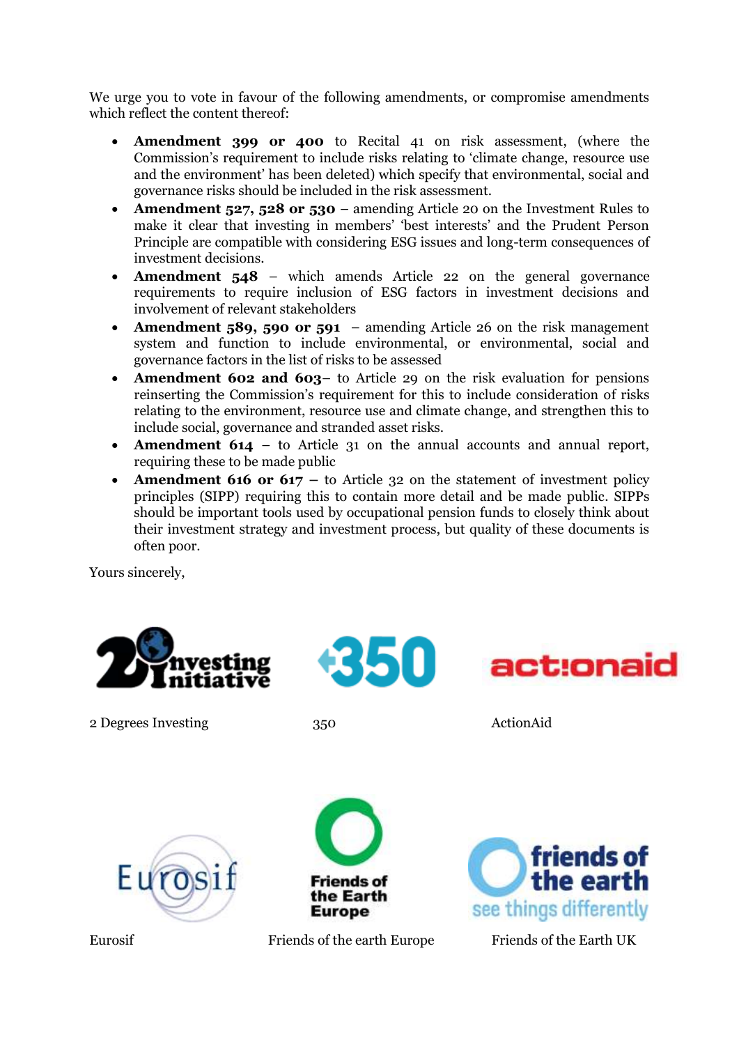We urge you to vote in favour of the following amendments, or compromise amendments which reflect the content thereof:

- **Amendment 399 or 400** to Recital 41 on risk assessment, (where the Commission's requirement to include risks relating to 'climate change, resource use and the environment' has been deleted) which specify that environmental, social and governance risks should be included in the risk assessment.
- **Amendment 527, 528 or 530** – amending Article 20 on the Investment Rules to make it clear that investing in members' 'best interests' and the Prudent Person Principle are compatible with considering ESG issues and long-term consequences of investment decisions.
- **Amendment 548** – which amends Article 22 on the general governance requirements to require inclusion of ESG factors in investment decisions and involvement of relevant stakeholders
- **Amendment 589, 590 or 591** – amending Article 26 on the risk management system and function to include environmental, or environmental, social and governance factors in the list of risks to be assessed
- **Amendment 602 and 603**– to Article 29 on the risk evaluation for pensions reinserting the Commission's requirement for this to include consideration of risks relating to the environment, resource use and climate change, and strengthen this to include social, governance and stranded asset risks.
- **Amendment 614** – to Article 31 on the annual accounts and annual report, requiring these to be made public
- **Amendment 616 or 617** – to Article 32 on the statement of investment policy principles (SIPP) requiring this to contain more detail and be made public. SIPPs should be important tools used by occupational pension funds to closely think about their investment strategy and investment process, but quality of these documents is often poor.

Yours sincerely,

2 Degrees Investing

350

ActionAid

Eurosif

Friends of the earth Europe

Friends of the Earth UK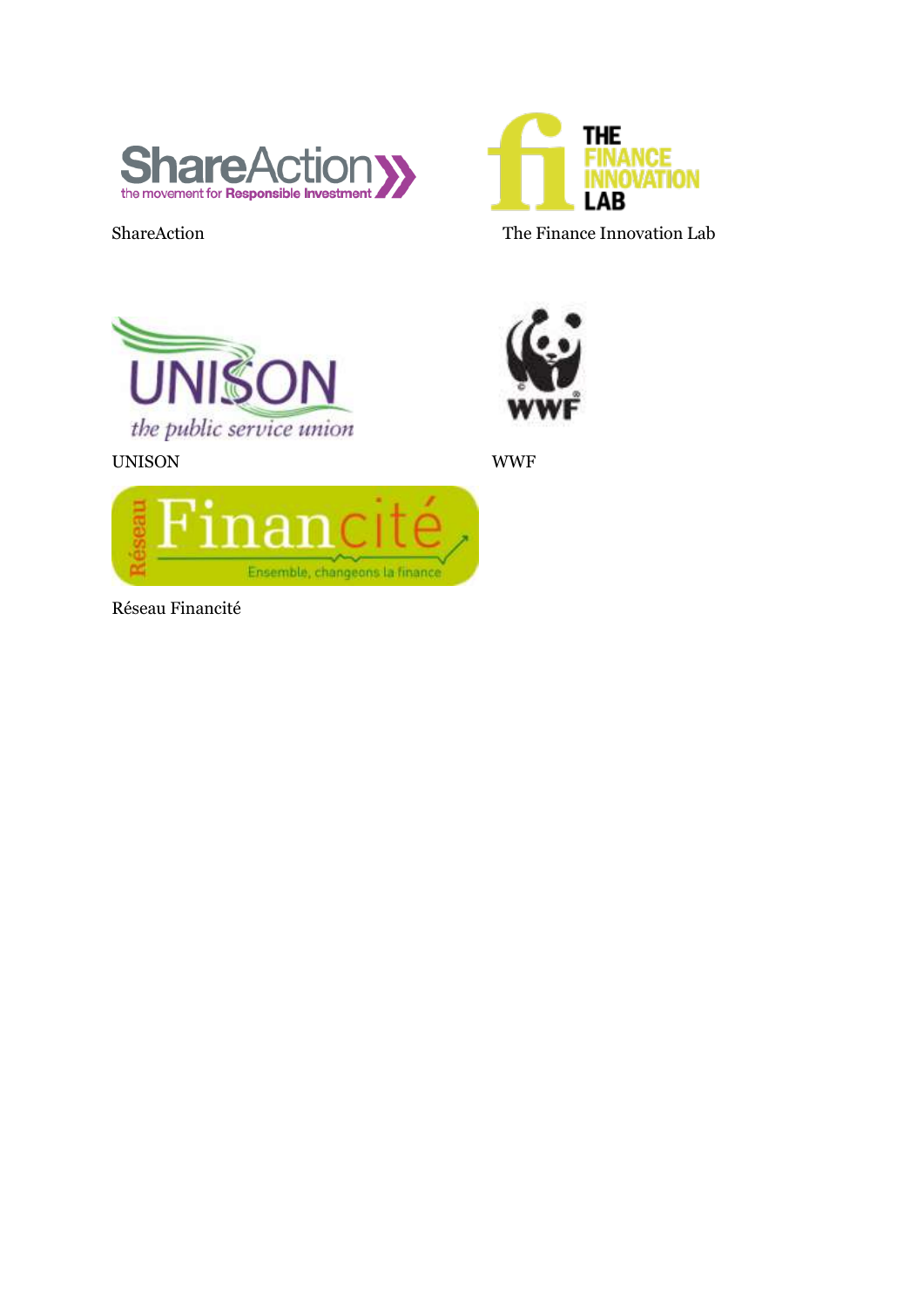ShareAction

The Finance Innovation Lab

UNISON

WWF

Réseau Financité